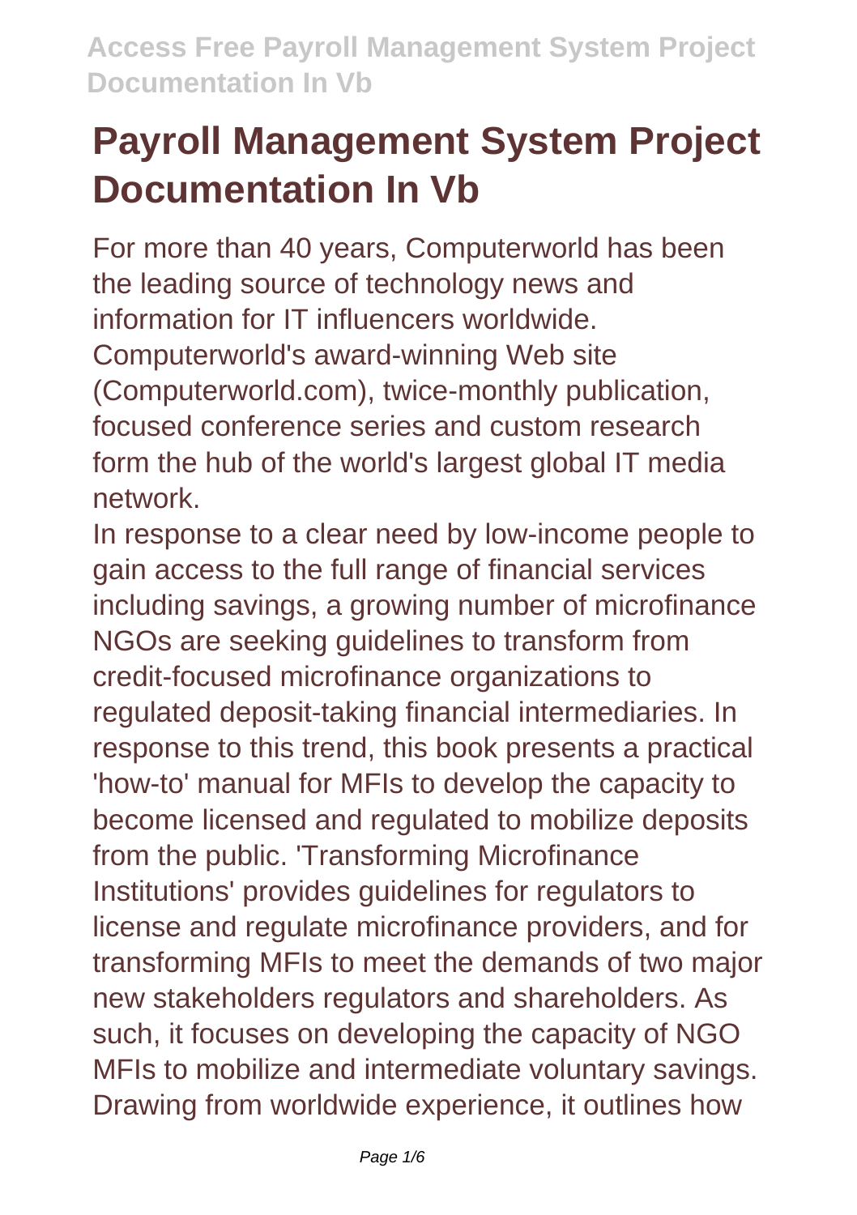# Payroll Management System Project Documentation In Vb

For more than 40 years, Computerworld has been the leading source of technology news and information for IT influencers worldwide. Computerworld's award-winning Web site (Computerworld.com), twice-monthly publication, focused conference series and custom research form the hub of the world's largest global IT media network.

In response to a clear need by low-income people to gain access to the full range of financial services including savings, a growing number of microfinance NGOs are seeking guidelines to transform from credit-focused microfinance organizations to regulated deposit-taking financial intermediaries. In response to this trend, this book presents a practical 'how-to' manual for MFIs to develop the capacity to become licensed and regulated to mobilize deposits from the public. 'Transforming Microfinance Institutions' provides guidelines for regulators to license and regulate microfinance providers, and for transforming MFIs to meet the demands of two major new stakeholders regulators and shareholders. As such, it focuses on developing the capacity of NGO MFIs to mobilize and intermediate voluntary savings. Drawing from worldwide experience, it outlines how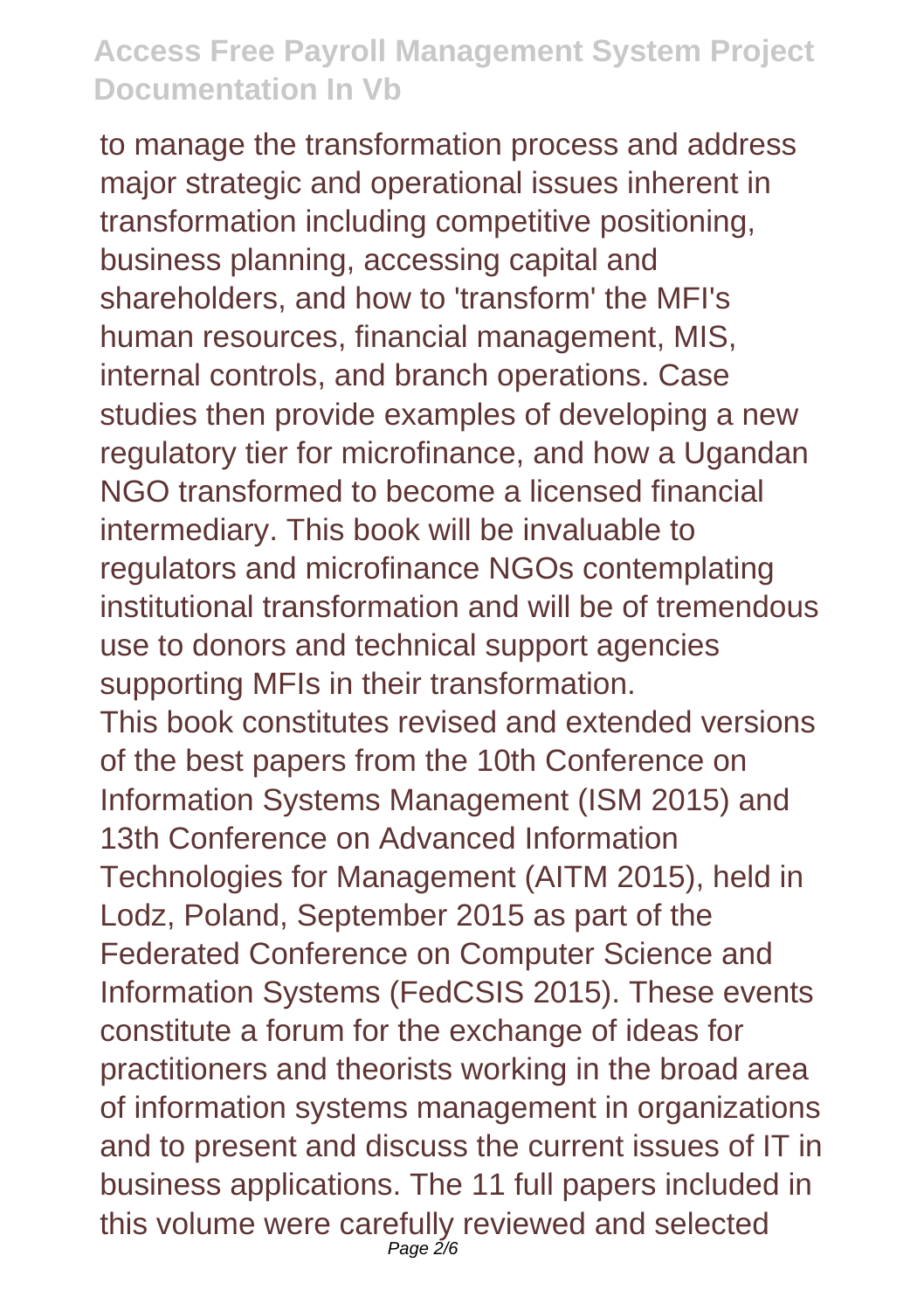to manage the transformation process and address major strategic and operational issues inherent in transformation including competitive positioning, business planning, accessing capital and shareholders, and how to 'transform' the MFI's human resources, financial management, MIS, internal controls, and branch operations. Case studies then provide examples of developing a new regulatory tier for microfinance, and how a Ugandan NGO transformed to become a licensed financial intermediary. This book will be invaluable to regulators and microfinance NGOs contemplating institutional transformation and will be of tremendous use to donors and technical support agencies supporting MFIs in their transformation.

This book constitutes revised and extended versions of the best papers from the 10th Conference on Information Systems Management (ISM 2015) and 13th Conference on Advanced Information Technologies for Management (AITM 2015), held in Lodz, Poland, September 2015 as part of the Federated Conference on Computer Science and Information Systems (FedCSIS 2015). These events constitute a forum for the exchange of ideas for practitioners and theorists working in the broad area of information systems management in organizations and to present and discuss the current issues of IT in business applications. The 11 full papers included in this volume were carefully reviewed and selected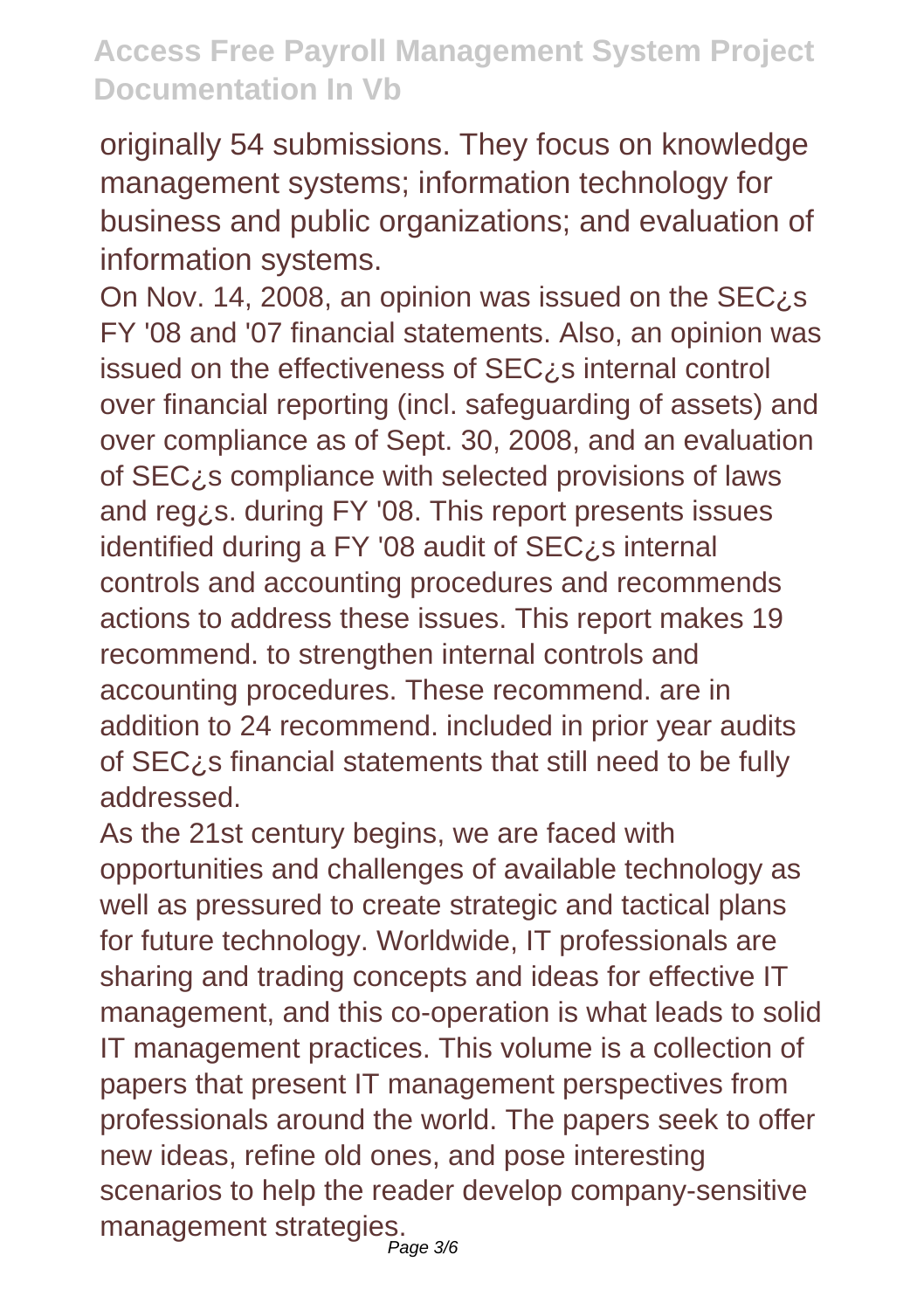originally 54 submissions. They focus on knowledge management systems; information technology for business and public organizations; and evaluation of information systems.

On Nov. 14, 2008, an opinion was issued on the SEC¿s FY '08 and '07 financial statements. Also, an opinion was issued on the effectiveness of SEC¿s internal control over financial reporting (incl. safeguarding of assets) and over compliance as of Sept. 30, 2008, and an evaluation of SEC¿s compliance with selected provisions of laws and reg¿s. during FY '08. This report presents issues identified during a FY '08 audit of SEC¿s internal controls and accounting procedures and recommends actions to address these issues. This report makes 19 recommend. to strengthen internal controls and accounting procedures. These recommend. are in addition to 24 recommend. included in prior year audits of SEC¿s financial statements that still need to be fully addressed.

As the 21st century begins, we are faced with opportunities and challenges of available technology as well as pressured to create strategic and tactical plans for future technology. Worldwide, IT professionals are sharing and trading concepts and ideas for effective IT management, and this co-operation is what leads to solid IT management practices. This volume is a collection of papers that present IT management perspectives from professionals around the world. The papers seek to offer new ideas, refine old ones, and pose interesting scenarios to help the reader develop company-sensitive management strategies.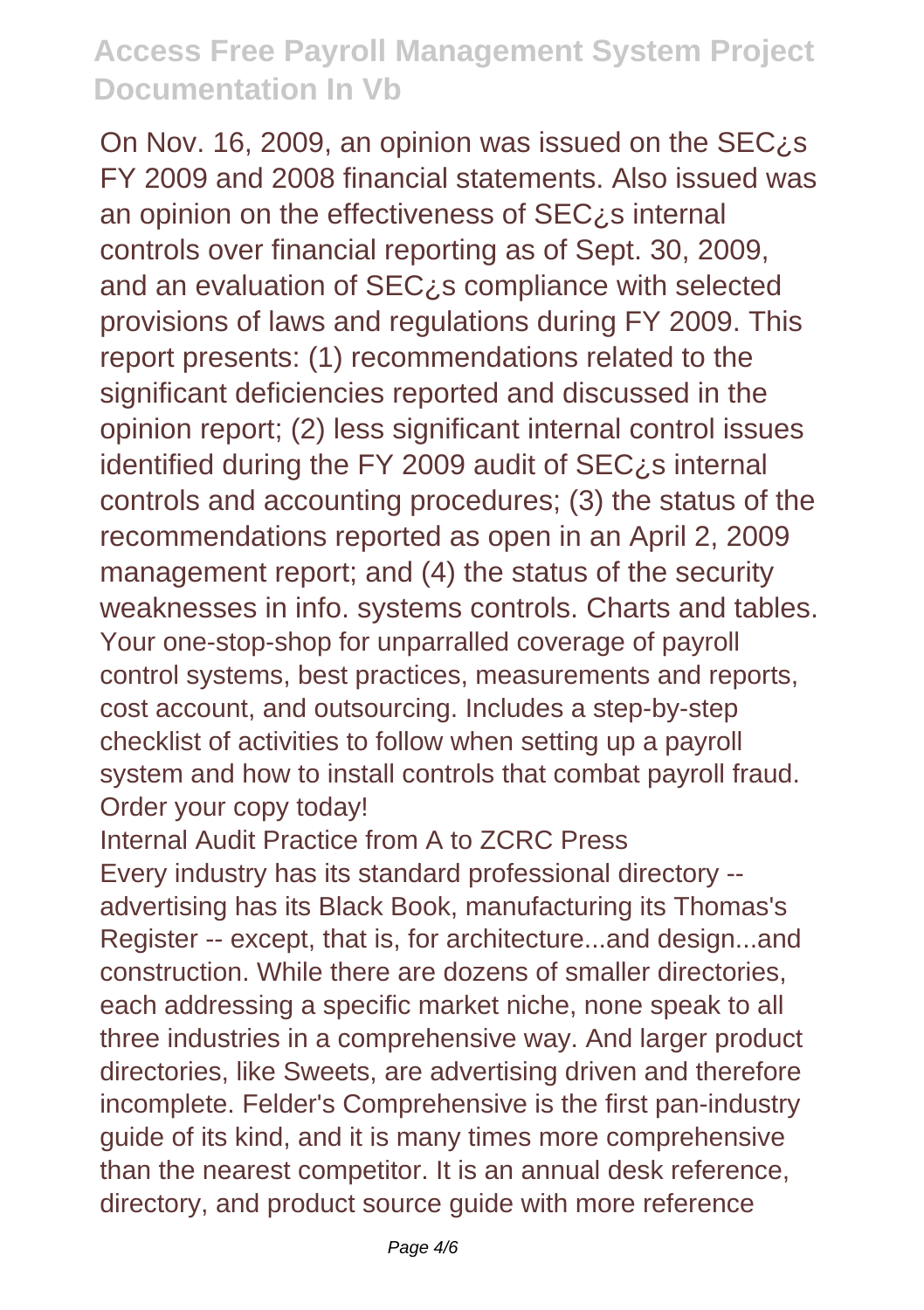On Nov. 16, 2009, an opinion was issued on the SEC¿s FY 2009 and 2008 financial statements. Also issued was an opinion on the effectiveness of SEC¿s internal controls over financial reporting as of Sept. 30, 2009, and an evaluation of SEC¿s compliance with selected provisions of laws and regulations during FY 2009. This report presents: (1) recommendations related to the significant deficiencies reported and discussed in the opinion report; (2) less significant internal control issues identified during the FY 2009 audit of SEC¿s internal controls and accounting procedures; (3) the status of the recommendations reported as open in an April 2, 2009 management report; and (4) the status of the security weaknesses in info. systems controls. Charts and tables.

Your one-stop-shop for unparralled coverage of payroll control systems, best practices, measurements and reports, cost account, and outsourcing. Includes a step-by-step checklist of activities to follow when setting up a payroll system and how to install controls that combat payroll fraud. Order your copy today!

Internal Audit Practice from A to ZCRC Press

Every industry has its standard professional directory -- advertising has its Black Book, manufacturing its Thomas's Register -- except, that is, for architecture...and design...and construction. While there are dozens of smaller directories, each addressing a specific market niche, none speak to all three industries in a comprehensive way. And larger product directories, like Sweets, are advertising driven and therefore incomplete. Felder's Comprehensive is the first pan-industry guide of its kind, and it is many times more comprehensive than the nearest competitor. It is an annual desk reference, directory, and product source guide with more reference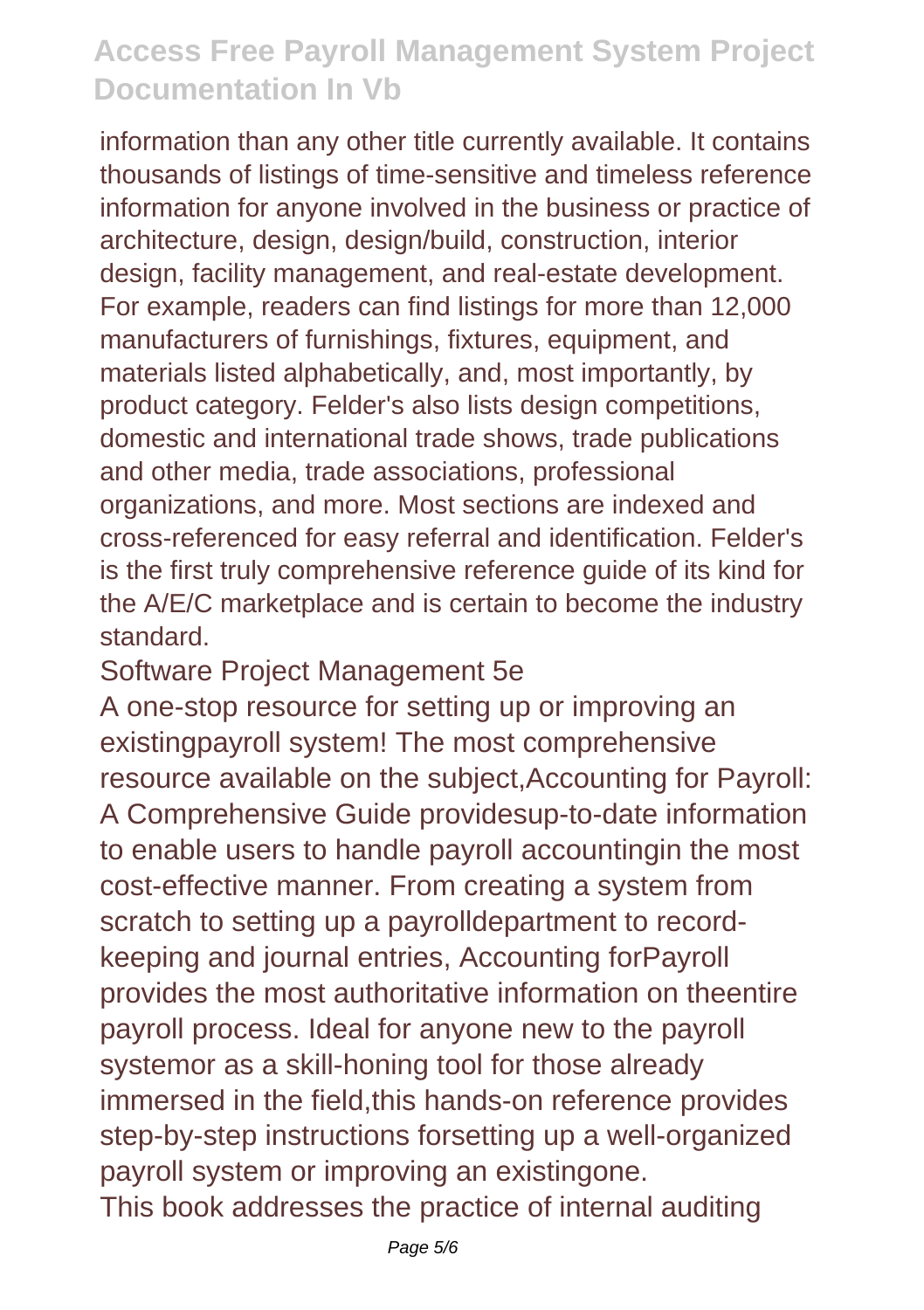information than any other title currently available. It contains thousands of listings of time-sensitive and timeless reference information for anyone involved in the business or practice of architecture, design, design/build, construction, interior design, facility management, and real-estate development. For example, readers can find listings for more than 12,000 manufacturers of furnishings, fixtures, equipment, and materials listed alphabetically, and, most importantly, by product category. Felder's also lists design competitions, domestic and international trade shows, trade publications and other media, trade associations, professional organizations, and more. Most sections are indexed and cross-referenced for easy referral and identification. Felder's is the first truly comprehensive reference guide of its kind for the A/E/C marketplace and is certain to become the industry standard.

Software Project Management 5e

A one-stop resource for setting up or improving an existingpayroll system! The most comprehensive resource available on the subject,Accounting for Payroll: A Comprehensive Guide providesup-to-date information to enable users to handle payroll accountingin the most cost-effective manner. From creating a system from scratch to setting up a payrolldepartment to record-keeping and journal entries, Accounting forPayroll provides the most authoritative information on theentire payroll process. Ideal for anyone new to the payroll systemor as a skill-honing tool for those already immersed in the field,this hands-on reference provides step-by-step instructions forsetting up a well-organized payroll system or improving an existingone.

This book addresses the practice of internal auditing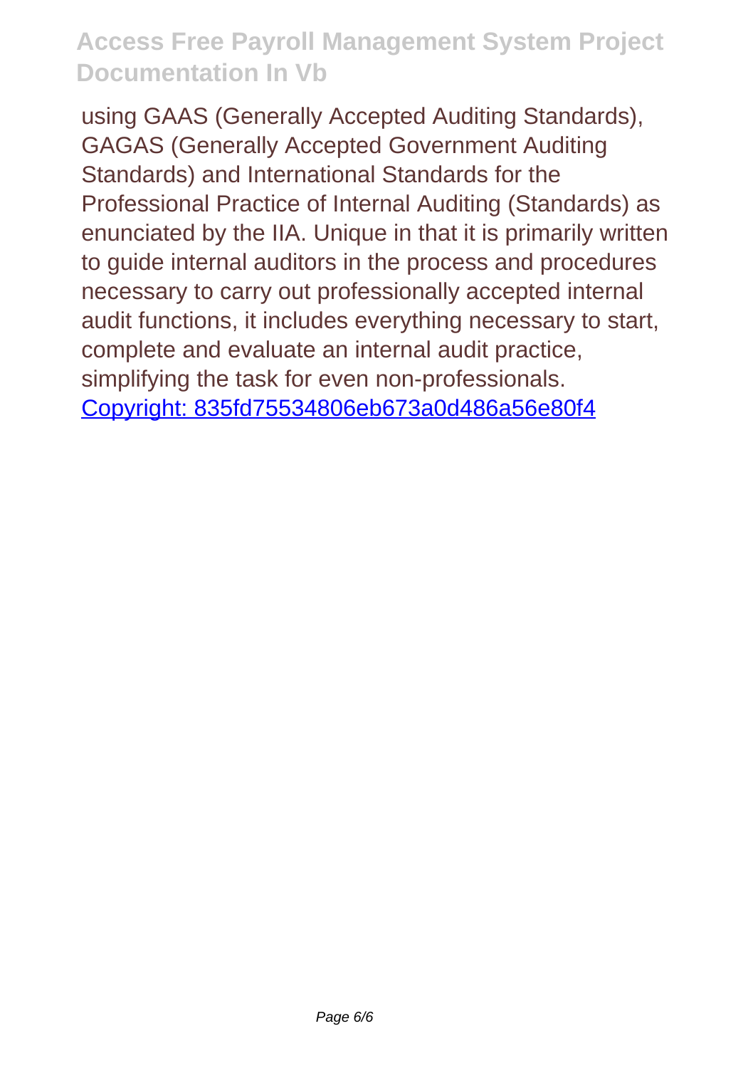using GAAS (Generally Accepted Auditing Standards), GAGAS (Generally Accepted Government Auditing Standards) and International Standards for the Professional Practice of Internal Auditing (Standards) as enunciated by the IIA. Unique in that it is primarily written to guide internal auditors in the process and procedures necessary to carry out professionally accepted internal audit functions, it includes everything necessary to start, complete and evaluate an internal audit practice, simplifying the task for even non-professionals.

Copyright: 835fd75534806eb673a0d486a56e80f4